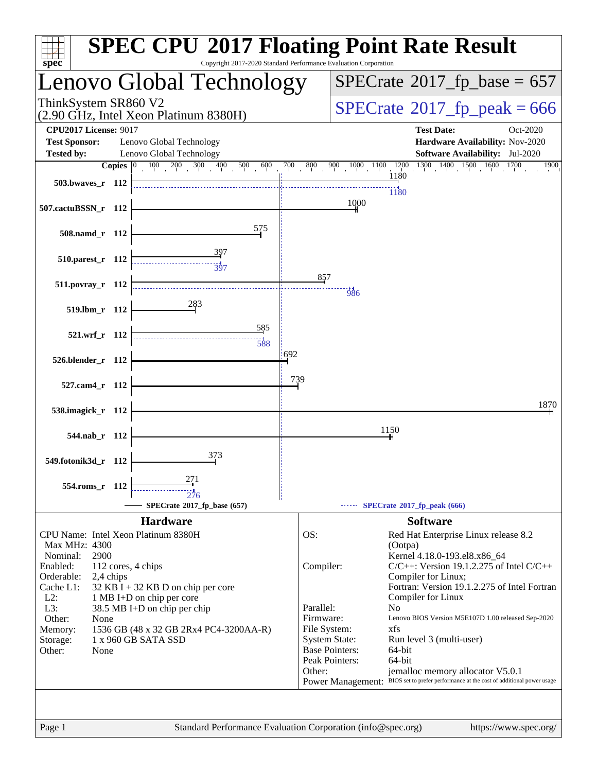# SPEC CPU 2017 Floating Point Rate Result

Copyright 2017-2020 Standard Performance Evaluation Corporation

## Lenovo Global Technology

ThinkSystem SR860 V2
(2.90 GHz, Intel Xeon Platinum 8380H)

SPECrate 2017_fp_base = 657

SPECrate 2017_fp_peak = 666

**CPU2017 License:** 9017
**Test Sponsor:** Lenovo Global Technology
**Tested by:** Lenovo Global Technology

**Test Date:** Oct-2020
**Hardware Availability:** Nov-2020
**Software Availability:** Jul-2020

| Benchmark | Copies | Base | Peak |
|---|---|---|---|
| 503.bwaves_r | 112 | 1180 | 1180 |
| 507.cactuBSSN_r | 112 | 1000 | |
| 508.namd_r | 112 | 575 | |
| 510.parest_r | 112 | 397 | 397 |
| 511.povray_r | 112 | 857 | 986 |
| 519.lbm_r | 112 | 283 | |
| 521.wrf_r | 112 | 585 | 588 |
| 526.blender_r | 112 | 692 | |
| 527.cam4_r | 112 | 739 | |
| 538.imagick_r | 112 | 1870 | |
| 544.nab_r | 112 | 1150 | |
| 549.fotonik3d_r | 112 | 373 | |
| 554.roms_r | 112 | 271 | 276 |

SPECrate 2017_fp_base (657) ------ SPECrate 2017_fp_peak (666)

## Hardware

| | |
|---|---|
| CPU Name: | Intel Xeon Platinum 8380H |
| Max MHz: | 4300 |
| Nominal: | 2900 |
| Enabled: | 112 cores, 4 chips |
| Orderable: | 2,4 chips |
| Cache L1: | 32 KB I + 32 KB D on chip per core |
| L2: | 1 MB I+D on chip per core |
| L3: | 38.5 MB I+D on chip per chip |
| Other: | None |
| Memory: | 1536 GB (48 x 32 GB 2Rx4 PC4-3200AA-R) |
| Storage: | 1 x 960 GB SATA SSD |
| Other: | None |

## Software

| | |
|---|---|
| OS: | Red Hat Enterprise Linux release 8.2 (Ootpa) Kernel 4.18.0-193.el8.x86_64 |
| Compiler: | C/C++: Version 19.1.2.275 of Intel C/C++ Compiler for Linux; Fortran: Version 19.1.2.275 of Intel Fortran Compiler for Linux |
| Parallel: | No |
| Firmware: | Lenovo BIOS Version M5E107D 1.00 released Sep-2020 |
| File System: | xfs |
| System State: | Run level 3 (multi-user) |
| Base Pointers: | 64-bit |
| Peak Pointers: | 64-bit |
| Other: | jemalloc memory allocator V5.0.1 |
| Power Management: | BIOS set to prefer performance at the cost of additional power usage |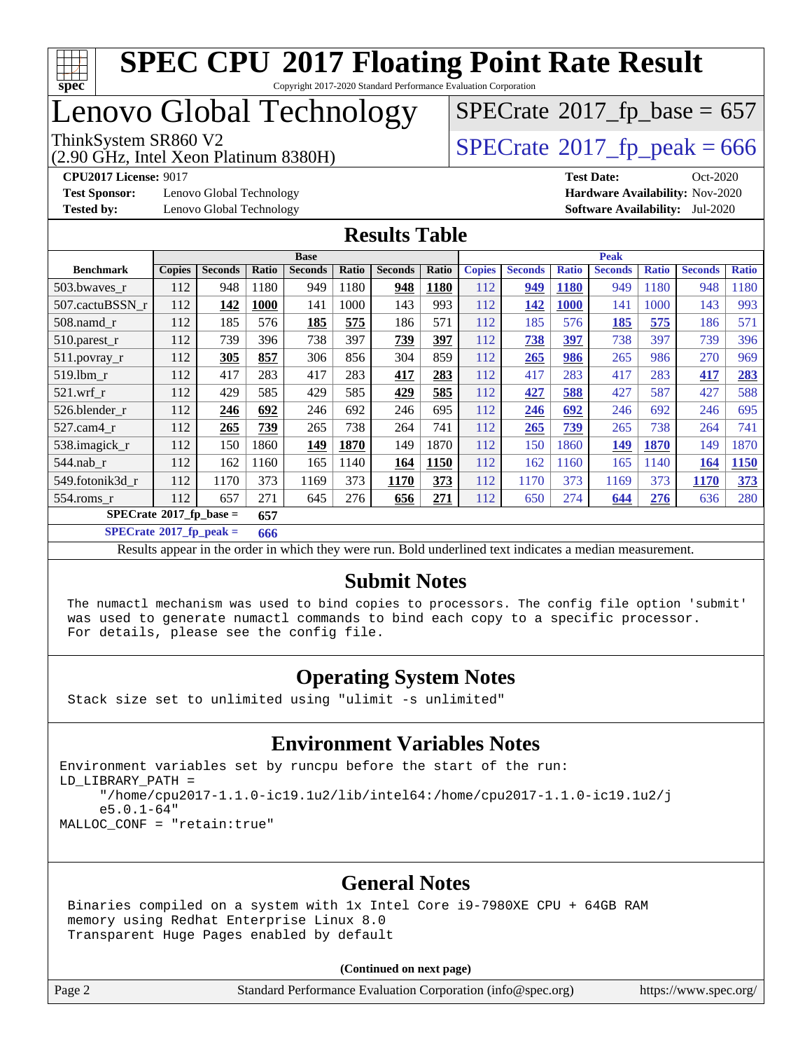# SPEC CPU 2017 Floating Point Rate Result

Copyright 2017-2020 Standard Performance Evaluation Corporation

## Lenovo Global Technology

ThinkSystem SR860 V2
(2.90 GHz, Intel Xeon Platinum 8380H)

SPECrate 2017_fp_base = 657

SPECrate 2017_fp_peak = 666

**CPU2017 License:** 9017
**Test Sponsor:** Lenovo Global Technology
**Tested by:** Lenovo Global Technology
**Test Date:** Oct-2020
**Hardware Availability:** Nov-2020
**Software Availability:** Jul-2020

## Results Table

| | Base | | | | | | | Peak | | | | | | |
|---|---|---|---|---|---|---|---|---|---|---|---|---|---|---|
| **Benchmark** | **Copies** | **Seconds** | **Ratio** | **Seconds** | **Ratio** | **Seconds** | **Ratio** | **Copies** | **Seconds** | **Ratio** | **Seconds** | **Ratio** | **Seconds** | **Ratio** |
| 503.bwaves_r | 112 | 948 | 1180 | 949 | 1180 | **948** | **1180** | 112 | **949** | **1180** | 949 | 1180 | 948 | 1180 |
| 507.cactuBSSN_r | 112 | **142** | **1000** | 141 | 1000 | 143 | 993 | 112 | **142** | **1000** | 141 | 1000 | 143 | 993 |
| 508.namd_r | 112 | 185 | 576 | **185** | **575** | 186 | 571 | 112 | 185 | 576 | **185** | **575** | 186 | 571 |
| 510.parest_r | 112 | 739 | 396 | 738 | 397 | **739** | **397** | 112 | **738** | **397** | 738 | 397 | 739 | 396 |
| 511.povray_r | 112 | **305** | **857** | 306 | 856 | 304 | 859 | 112 | **265** | **986** | 265 | 986 | 270 | 969 |
| 519.lbm_r | 112 | 417 | 283 | 417 | 283 | **417** | **283** | 112 | 417 | 283 | 417 | 283 | **417** | **283** |
| 521.wrf_r | 112 | 429 | 585 | 429 | 585 | **429** | **585** | 112 | **427** | **588** | 427 | 587 | 427 | 588 |
| 526.blender_r | 112 | **246** | **692** | 246 | 692 | 246 | 695 | 112 | **246** | **692** | 246 | 692 | 246 | 695 |
| 527.cam4_r | 112 | **265** | **739** | 265 | 738 | 264 | 741 | 112 | **265** | **739** | 265 | 738 | 264 | 741 |
| 538.imagick_r | 112 | 150 | 1860 | **149** | **1870** | 149 | 1870 | 112 | 150 | 1860 | **149** | **1870** | 149 | 1870 |
| 544.nab_r | 112 | 162 | 1160 | 165 | 1140 | **164** | **1150** | 112 | 162 | 1160 | 165 | 1140 | **164** | **1150** |
| 549.fotonik3d_r | 112 | 1170 | 373 | 1169 | 373 | **1170** | **373** | 112 | 1170 | 373 | 1169 | 373 | **1170** | **373** |
| 554.roms_r | 112 | 657 | 271 | 645 | 276 | **656** | **271** | 112 | 650 | 274 | **644** | **276** | 636 | 280 |

**SPECrate 2017_fp_base = 657**

**SPECrate 2017_fp_peak = 666**

Results appear in the order in which they were run. Bold underlined text indicates a median measurement.

## Submit Notes

```
The numactl mechanism was used to bind copies to processors. The config file option 'submit'
was used to generate numactl commands to bind each copy to a specific processor.
For details, please see the config file.
```

## Operating System Notes

```
Stack size set to unlimited using "ulimit -s unlimited"
```

## Environment Variables Notes

```
Environment variables set by runcpu before the start of the run:
LD_LIBRARY_PATH =
     "/home/cpu2017-1.1.0-ic19.1u2/lib/intel64:/home/cpu2017-1.1.0-ic19.1u2/j
     e5.0.1-64"
MALLOC_CONF = "retain:true"
```

## General Notes

```
Binaries compiled on a system with 1x Intel Core i9-7980XE CPU + 64GB RAM
memory using Redhat Enterprise Linux 8.0
Transparent Huge Pages enabled by default
```

**(Continued on next page)**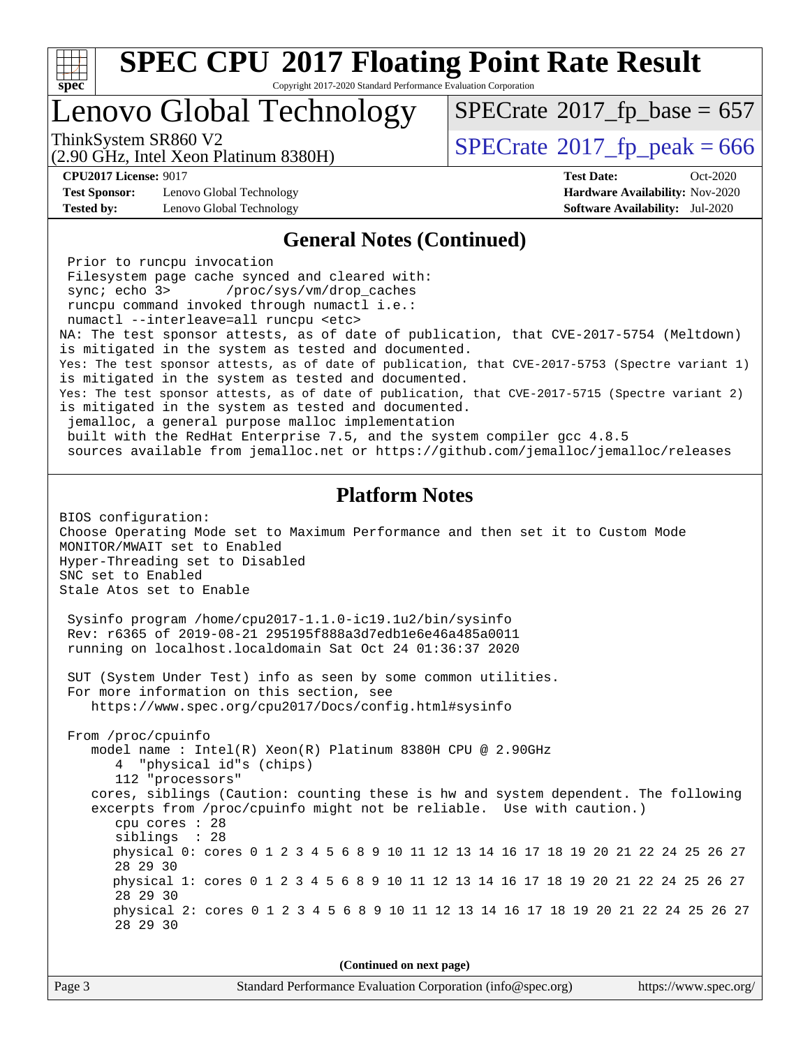## General Notes (Continued)

```
 Prior to runcpu invocation
 Filesystem page cache synced and cleared with:
 sync; echo 3>       /proc/sys/vm/drop_caches
 runcpu command invoked through numactl i.e.:
 numactl --interleave=all runcpu <etc>
NA: The test sponsor attests, as of date of publication, that CVE-2017-5754 (Meltdown)
is mitigated in the system as tested and documented.
Yes: The test sponsor attests, as of date of publication, that CVE-2017-5753 (Spectre variant 1)
is mitigated in the system as tested and documented.
Yes: The test sponsor attests, as of date of publication, that CVE-2017-5715 (Spectre variant 2)
is mitigated in the system as tested and documented.
 jemalloc, a general purpose malloc implementation
 built with the RedHat Enterprise 7.5, and the system compiler gcc 4.8.5
 sources available from jemalloc.net or https://github.com/jemalloc/jemalloc/releases
```

## Platform Notes

```
BIOS configuration:
Choose Operating Mode set to Maximum Performance and then set it to Custom Mode
MONITOR/MWAIT set to Enabled
Hyper-Threading set to Disabled
SNC set to Enabled
Stale Atos set to Enable

 Sysinfo program /home/cpu2017-1.1.0-ic19.1u2/bin/sysinfo
 Rev: r6365 of 2019-08-21 295195f888a3d7edb1e6e46a485a0011
 running on localhost.localdomain Sat Oct 24 01:36:37 2020

 SUT (System Under Test) info as seen by some common utilities.
 For more information on this section, see
    https://www.spec.org/cpu2017/Docs/config.html#sysinfo

 From /proc/cpuinfo
    model name : Intel(R) Xeon(R) Platinum 8380H CPU @ 2.90GHz
       4  "physical id"s (chips)
       112 "processors"
    cores, siblings (Caution: counting these is hw and system dependent. The following
    excerpts from /proc/cpuinfo might not be reliable.  Use with caution.)
       cpu cores : 28
       siblings  : 28
       physical 0: cores 0 1 2 3 4 5 6 8 9 10 11 12 13 14 16 17 18 19 20 21 22 24 25 26 27
       28 29 30
       physical 1: cores 0 1 2 3 4 5 6 8 9 10 11 12 13 14 16 17 18 19 20 21 22 24 25 26 27
       28 29 30
       physical 2: cores 0 1 2 3 4 5 6 8 9 10 11 12 13 14 16 17 18 19 20 21 22 24 25 26 27
       28 29 30
```

(Continued on next page)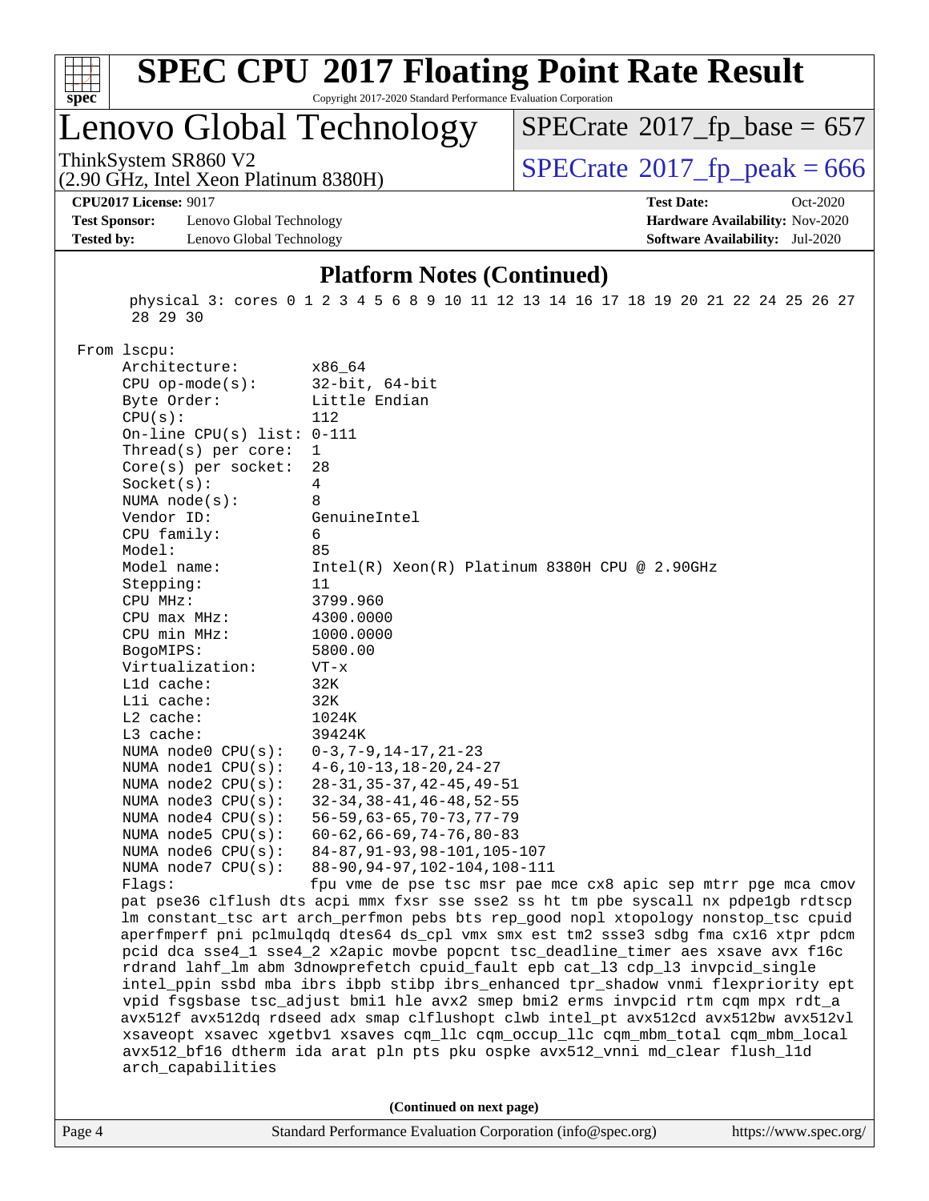## Platform Notes (Continued)

```
   physical 3: cores 0 1 2 3 4 5 6 8 9 10 11 12 13 14 16 17 18 19 20 21 22 24 25 26 27
   28 29 30

From lscpu:
     Architecture:          x86_64
     CPU op-mode(s):        32-bit, 64-bit
     Byte Order:            Little Endian
     CPU(s):                112
     On-line CPU(s) list: 0-111
     Thread(s) per core:   1
     Core(s) per socket:   28
     Socket(s):             4
     NUMA node(s):          8
     Vendor ID:             GenuineIntel
     CPU family:            6
     Model:                 85
     Model name:            Intel(R) Xeon(R) Platinum 8380H CPU @ 2.90GHz
     Stepping:              11
     CPU MHz:               3799.960
     CPU max MHz:           4300.0000
     CPU min MHz:           1000.0000
     BogoMIPS:              5800.00
     Virtualization:        VT-x
     L1d cache:             32K
     L1i cache:             32K
     L2 cache:              1024K
     L3 cache:              39424K
     NUMA node0 CPU(s):     0-3,7-9,14-17,21-23
     NUMA node1 CPU(s):     4-6,10-13,18-20,24-27
     NUMA node2 CPU(s):     28-31,35-37,42-45,49-51
     NUMA node3 CPU(s):     32-34,38-41,46-48,52-55
     NUMA node4 CPU(s):     56-59,63-65,70-73,77-79
     NUMA node5 CPU(s):     60-62,66-69,74-76,80-83
     NUMA node6 CPU(s):     84-87,91-93,98-101,105-107
     NUMA node7 CPU(s):     88-90,94-97,102-104,108-111
     Flags:                 fpu vme de pse tsc msr pae mce cx8 apic sep mtrr pge mca cmov
     pat pse36 clflush dts acpi mmx fxsr sse sse2 ss ht tm pbe syscall nx pdpe1gb rdtscp
     lm constant_tsc art arch_perfmon pebs bts rep_good nopl xtopology nonstop_tsc cpuid
     aperfmperf pni pclmulqdq dtes64 ds_cpl vmx smx est tm2 ssse3 sdbg fma cx16 xtpr pdcm
     pcid dca sse4_1 sse4_2 x2apic movbe popcnt tsc_deadline_timer aes xsave avx f16c
     rdrand lahf_lm abm 3dnowprefetch cpuid_fault epb cat_l3 cdp_l3 invpcid_single
     intel_ppin ssbd mba ibrs ibpb stibp ibrs_enhanced tpr_shadow vnmi flexpriority ept
     vpid fsgsbase tsc_adjust bmi1 hle avx2 smep bmi2 erms invpcid rtm cqm mpx rdt_a
     avx512f avx512dq rdseed adx smap clflushopt clwb intel_pt avx512cd avx512bw avx512vl
     xsaveopt xsavec xgetbv1 xsaves cqm_llc cqm_occup_llc cqm_mbm_total cqm_mbm_local
     avx512_bf16 dtherm ida arat pln pts pku ospke avx512_vnni md_clear flush_l1d
     arch_capabilities
```

(Continued on next page)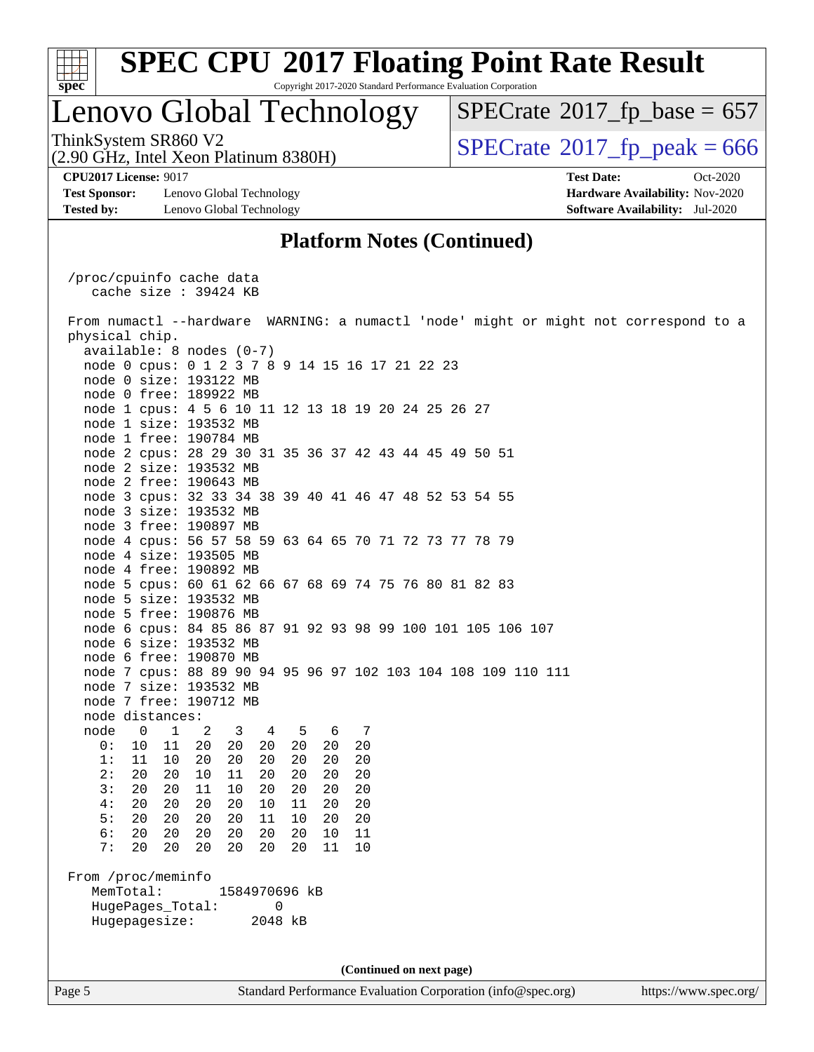## Platform Notes (Continued)

```
/proc/cpuinfo cache data
   cache size : 39424 KB

From numactl --hardware  WARNING: a numactl 'node' might or might not correspond to a
physical chip.
  available: 8 nodes (0-7)
  node 0 cpus: 0 1 2 3 7 8 9 14 15 16 17 21 22 23
  node 0 size: 193122 MB
  node 0 free: 189922 MB
  node 1 cpus: 4 5 6 10 11 12 13 18 19 20 24 25 26 27
  node 1 size: 193532 MB
  node 1 free: 190784 MB
  node 2 cpus: 28 29 30 31 35 36 37 42 43 44 45 49 50 51
  node 2 size: 193532 MB
  node 2 free: 190643 MB
  node 3 cpus: 32 33 34 38 39 40 41 46 47 48 52 53 54 55
  node 3 size: 193532 MB
  node 3 free: 190897 MB
  node 4 cpus: 56 57 58 59 63 64 65 70 71 72 73 77 78 79
  node 4 size: 193505 MB
  node 4 free: 190892 MB
  node 5 cpus: 60 61 62 66 67 68 69 74 75 76 80 81 82 83
  node 5 size: 193532 MB
  node 5 free: 190876 MB
  node 6 cpus: 84 85 86 87 91 92 93 98 99 100 101 105 106 107
  node 6 size: 193532 MB
  node 6 free: 190870 MB
  node 7 cpus: 88 89 90 94 95 96 97 102 103 104 108 109 110 111
  node 7 size: 193532 MB
  node 7 free: 190712 MB
  node distances:
  node   0   1   2   3   4   5   6   7
    0:  10  11  20  20  20  20  20  20
    1:  11  10  20  20  20  20  20  20
    2:  20  20  10  11  20  20  20  20
    3:  20  20  11  10  20  20  20  20
    4:  20  20  20  20  10  11  20  20
    5:  20  20  20  20  11  10  20  20
    6:  20  20  20  20  20  20  10  11
    7:  20  20  20  20  20  20  11  10

From /proc/meminfo
   MemTotal:       1584970696 kB
   HugePages_Total:       0
   Hugepagesize:       2048 kB
```

(Continued on next page)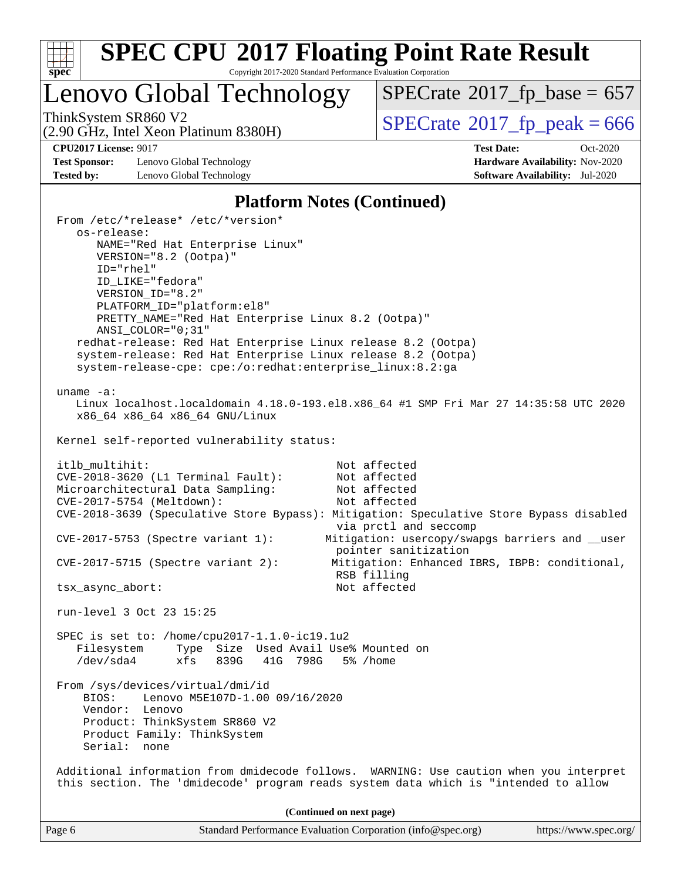## Platform Notes (Continued)

```
From /etc/*release* /etc/*version*
   os-release:
      NAME="Red Hat Enterprise Linux"
      VERSION="8.2 (Ootpa)"
      ID="rhel"
      ID_LIKE="fedora"
      VERSION_ID="8.2"
      PLATFORM_ID="platform:el8"
      PRETTY_NAME="Red Hat Enterprise Linux 8.2 (Ootpa)"
      ANSI_COLOR="0;31"
   redhat-release: Red Hat Enterprise Linux release 8.2 (Ootpa)
   system-release: Red Hat Enterprise Linux release 8.2 (Ootpa)
   system-release-cpe: cpe:/o:redhat:enterprise_linux:8.2:ga

uname -a:
   Linux localhost.localdomain 4.18.0-193.el8.x86_64 #1 SMP Fri Mar 27 14:35:58 UTC 2020
   x86_64 x86_64 x86_64 GNU/Linux

Kernel self-reported vulnerability status:

itlb_multihit:                            Not affected
CVE-2018-3620 (L1 Terminal Fault):        Not affected
Microarchitectural Data Sampling:         Not affected
CVE-2017-5754 (Meltdown):                 Not affected
CVE-2018-3639 (Speculative Store Bypass): Mitigation: Speculative Store Bypass disabled
                                          via prctl and seccomp
CVE-2017-5753 (Spectre variant 1):       Mitigation: usercopy/swapgs barriers and __user
                                          pointer sanitization
CVE-2017-5715 (Spectre variant 2):        Mitigation: Enhanced IBRS, IBPB: conditional,
                                          RSB filling
tsx_async_abort:                          Not affected

run-level 3 Oct 23 15:25

SPEC is set to: /home/cpu2017-1.1.0-ic19.1u2
   Filesystem     Type  Size  Used Avail Use% Mounted on
   /dev/sda4      xfs   839G   41G  798G   5% /home

From /sys/devices/virtual/dmi/id
    BIOS:    Lenovo M5E107D-1.00 09/16/2020
    Vendor:  Lenovo
    Product: ThinkSystem SR860 V2
    Product Family: ThinkSystem
    Serial:  none

Additional information from dmidecode follows.  WARNING: Use caution when you interpret
this section. The 'dmidecode' program reads system data which is "intended to allow
```

(Continued on next page)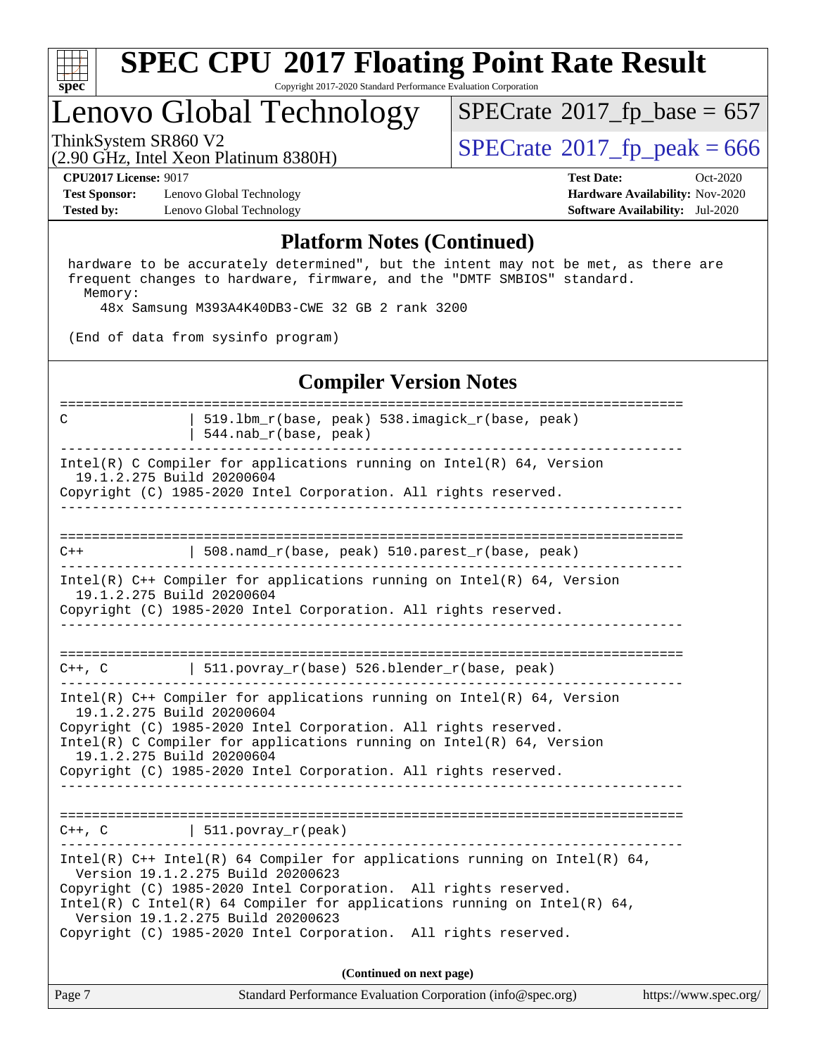## Platform Notes (Continued)

```
 hardware to be accurately determined", but the intent may not be met, as there are
 frequent changes to hardware, firmware, and the "DMTF SMBIOS" standard.
   Memory:
     48x Samsung M393A4K40DB3-CWE 32 GB 2 rank 3200

 (End of data from sysinfo program)
```

## Compiler Version Notes

```
==============================================================================
C               | 519.lbm_r(base, peak) 538.imagick_r(base, peak)
                | 544.nab_r(base, peak)
------------------------------------------------------------------------------
Intel(R) C Compiler for applications running on Intel(R) 64, Version
  19.1.2.275 Build 20200604
Copyright (C) 1985-2020 Intel Corporation. All rights reserved.
------------------------------------------------------------------------------

==============================================================================
C++             | 508.namd_r(base, peak) 510.parest_r(base, peak)
------------------------------------------------------------------------------
Intel(R) C++ Compiler for applications running on Intel(R) 64, Version
  19.1.2.275 Build 20200604
Copyright (C) 1985-2020 Intel Corporation. All rights reserved.
------------------------------------------------------------------------------

==============================================================================
C++, C          | 511.povray_r(base) 526.blender_r(base, peak)
------------------------------------------------------------------------------
Intel(R) C++ Compiler for applications running on Intel(R) 64, Version
  19.1.2.275 Build 20200604
Copyright (C) 1985-2020 Intel Corporation. All rights reserved.
Intel(R) C Compiler for applications running on Intel(R) 64, Version
  19.1.2.275 Build 20200604
Copyright (C) 1985-2020 Intel Corporation. All rights reserved.
------------------------------------------------------------------------------

==============================================================================
C++, C          | 511.povray_r(peak)
------------------------------------------------------------------------------
Intel(R) C++ Intel(R) 64 Compiler for applications running on Intel(R) 64,
  Version 19.1.2.275 Build 20200623
Copyright (C) 1985-2020 Intel Corporation.  All rights reserved.
Intel(R) C Intel(R) 64 Compiler for applications running on Intel(R) 64,
  Version 19.1.2.275 Build 20200623
Copyright (C) 1985-2020 Intel Corporation.  All rights reserved.
```

**(Continued on next page)**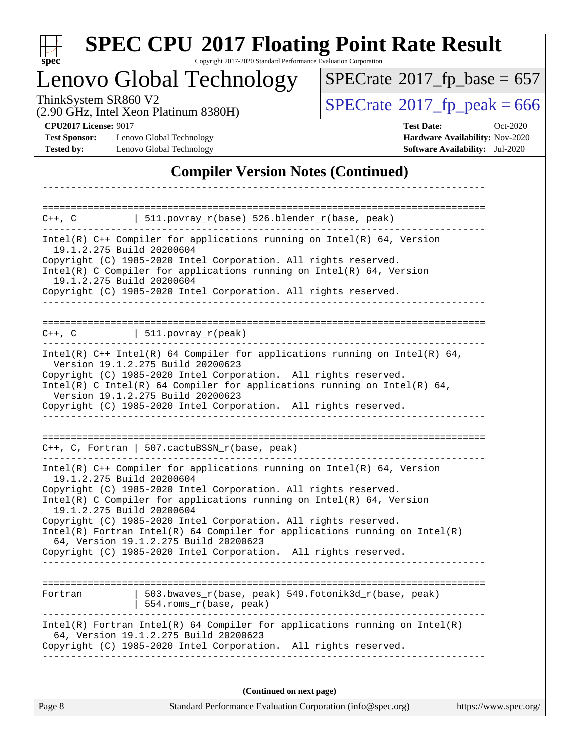## Compiler Version Notes (Continued)

```
------------------------------------------------------------------------------

==============================================================================
C++, C          | 511.povray_r(base) 526.blender_r(base, peak)
------------------------------------------------------------------------------
Intel(R) C++ Compiler for applications running on Intel(R) 64, Version
  19.1.2.275 Build 20200604
Copyright (C) 1985-2020 Intel Corporation. All rights reserved.
Intel(R) C Compiler for applications running on Intel(R) 64, Version
  19.1.2.275 Build 20200604
Copyright (C) 1985-2020 Intel Corporation. All rights reserved.
------------------------------------------------------------------------------

==============================================================================
C++, C          | 511.povray_r(peak)
------------------------------------------------------------------------------
Intel(R) C++ Intel(R) 64 Compiler for applications running on Intel(R) 64,
  Version 19.1.2.275 Build 20200623
Copyright (C) 1985-2020 Intel Corporation.  All rights reserved.
Intel(R) C Intel(R) 64 Compiler for applications running on Intel(R) 64,
  Version 19.1.2.275 Build 20200623
Copyright (C) 1985-2020 Intel Corporation.  All rights reserved.
------------------------------------------------------------------------------

==============================================================================
C++, C, Fortran | 507.cactuBSSN_r(base, peak)
------------------------------------------------------------------------------
Intel(R) C++ Compiler for applications running on Intel(R) 64, Version
  19.1.2.275 Build 20200604
Copyright (C) 1985-2020 Intel Corporation. All rights reserved.
Intel(R) C Compiler for applications running on Intel(R) 64, Version
  19.1.2.275 Build 20200604
Copyright (C) 1985-2020 Intel Corporation. All rights reserved.
Intel(R) Fortran Intel(R) 64 Compiler for applications running on Intel(R)
  64, Version 19.1.2.275 Build 20200623
Copyright (C) 1985-2020 Intel Corporation.  All rights reserved.
------------------------------------------------------------------------------

==============================================================================
Fortran         | 503.bwaves_r(base, peak) 549.fotonik3d_r(base, peak)
                | 554.roms_r(base, peak)
------------------------------------------------------------------------------
Intel(R) Fortran Intel(R) 64 Compiler for applications running on Intel(R)
  64, Version 19.1.2.275 Build 20200623
Copyright (C) 1985-2020 Intel Corporation.  All rights reserved.
------------------------------------------------------------------------------
```

**(Continued on next page)**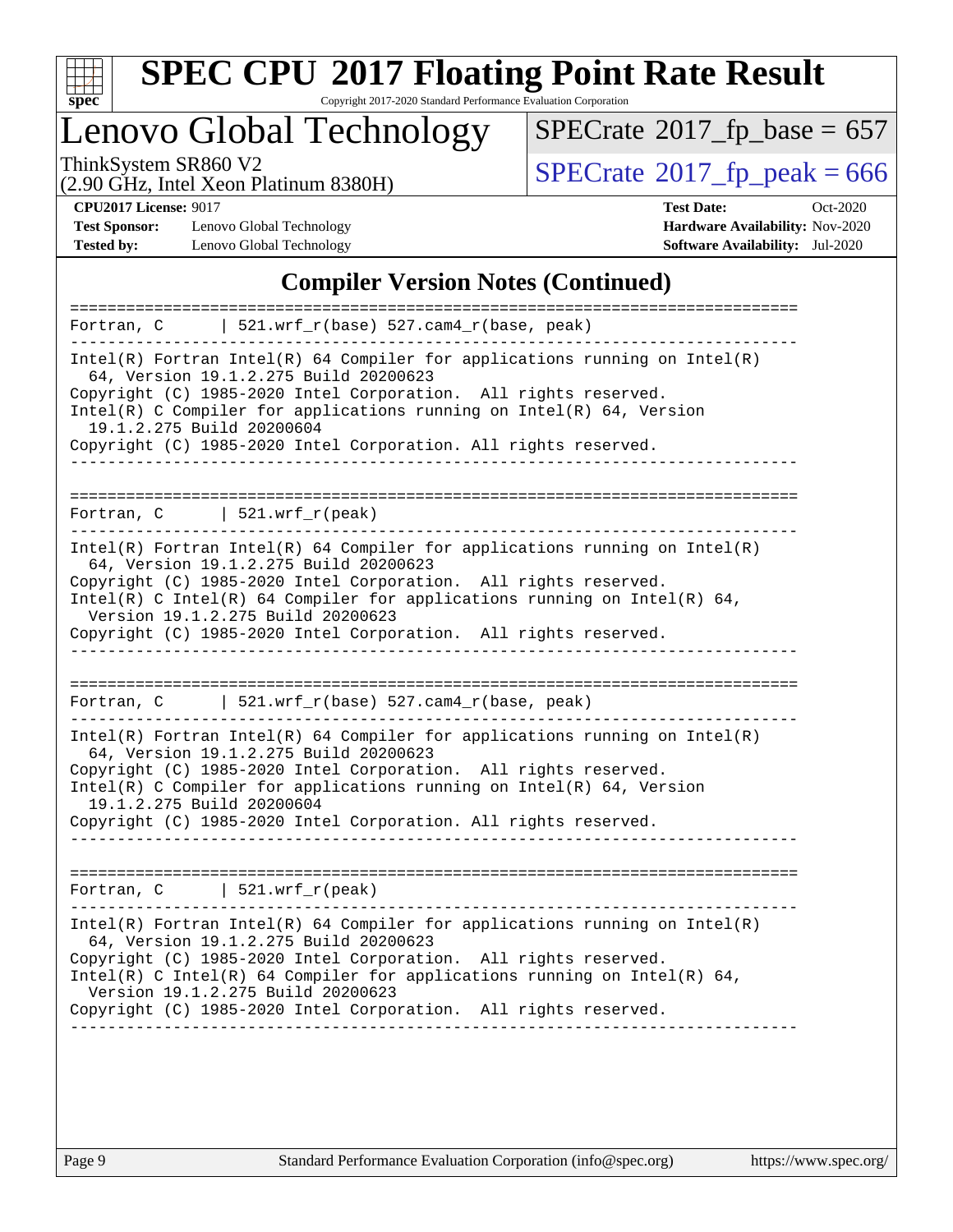# SPEC CPU 2017 Floating Point Rate Result

Copyright 2017-2020 Standard Performance Evaluation Corporation

## Lenovo Global Technology

ThinkSystem SR860 V2
(2.90 GHz, Intel Xeon Platinum 8380H)

SPECrate 2017_fp_base = 657
SPECrate 2017_fp_peak = 666

**CPU2017 License:** 9017
**Test Sponsor:** Lenovo Global Technology
**Tested by:** Lenovo Global Technology
**Test Date:** Oct-2020
**Hardware Availability:** Nov-2020
**Software Availability:** Jul-2020

## Compiler Version Notes (Continued)

```
==============================================================================
Fortran, C      | 521.wrf_r(base) 527.cam4_r(base, peak)
------------------------------------------------------------------------------
Intel(R) Fortran Intel(R) 64 Compiler for applications running on Intel(R)
  64, Version 19.1.2.275 Build 20200623
Copyright (C) 1985-2020 Intel Corporation.  All rights reserved.
Intel(R) C Compiler for applications running on Intel(R) 64, Version
  19.1.2.275 Build 20200604
Copyright (C) 1985-2020 Intel Corporation. All rights reserved.
------------------------------------------------------------------------------

==============================================================================
Fortran, C      | 521.wrf_r(peak)
------------------------------------------------------------------------------
Intel(R) Fortran Intel(R) 64 Compiler for applications running on Intel(R)
  64, Version 19.1.2.275 Build 20200623
Copyright (C) 1985-2020 Intel Corporation.  All rights reserved.
Intel(R) C Intel(R) 64 Compiler for applications running on Intel(R) 64,
  Version 19.1.2.275 Build 20200623
Copyright (C) 1985-2020 Intel Corporation.  All rights reserved.
------------------------------------------------------------------------------

==============================================================================
Fortran, C      | 521.wrf_r(base) 527.cam4_r(base, peak)
------------------------------------------------------------------------------
Intel(R) Fortran Intel(R) 64 Compiler for applications running on Intel(R)
  64, Version 19.1.2.275 Build 20200623
Copyright (C) 1985-2020 Intel Corporation.  All rights reserved.
Intel(R) C Compiler for applications running on Intel(R) 64, Version
  19.1.2.275 Build 20200604
Copyright (C) 1985-2020 Intel Corporation. All rights reserved.
------------------------------------------------------------------------------

==============================================================================
Fortran, C      | 521.wrf_r(peak)
------------------------------------------------------------------------------
Intel(R) Fortran Intel(R) 64 Compiler for applications running on Intel(R)
  64, Version 19.1.2.275 Build 20200623
Copyright (C) 1985-2020 Intel Corporation.  All rights reserved.
Intel(R) C Intel(R) 64 Compiler for applications running on Intel(R) 64,
  Version 19.1.2.275 Build 20200623
Copyright (C) 1985-2020 Intel Corporation.  All rights reserved.
------------------------------------------------------------------------------
```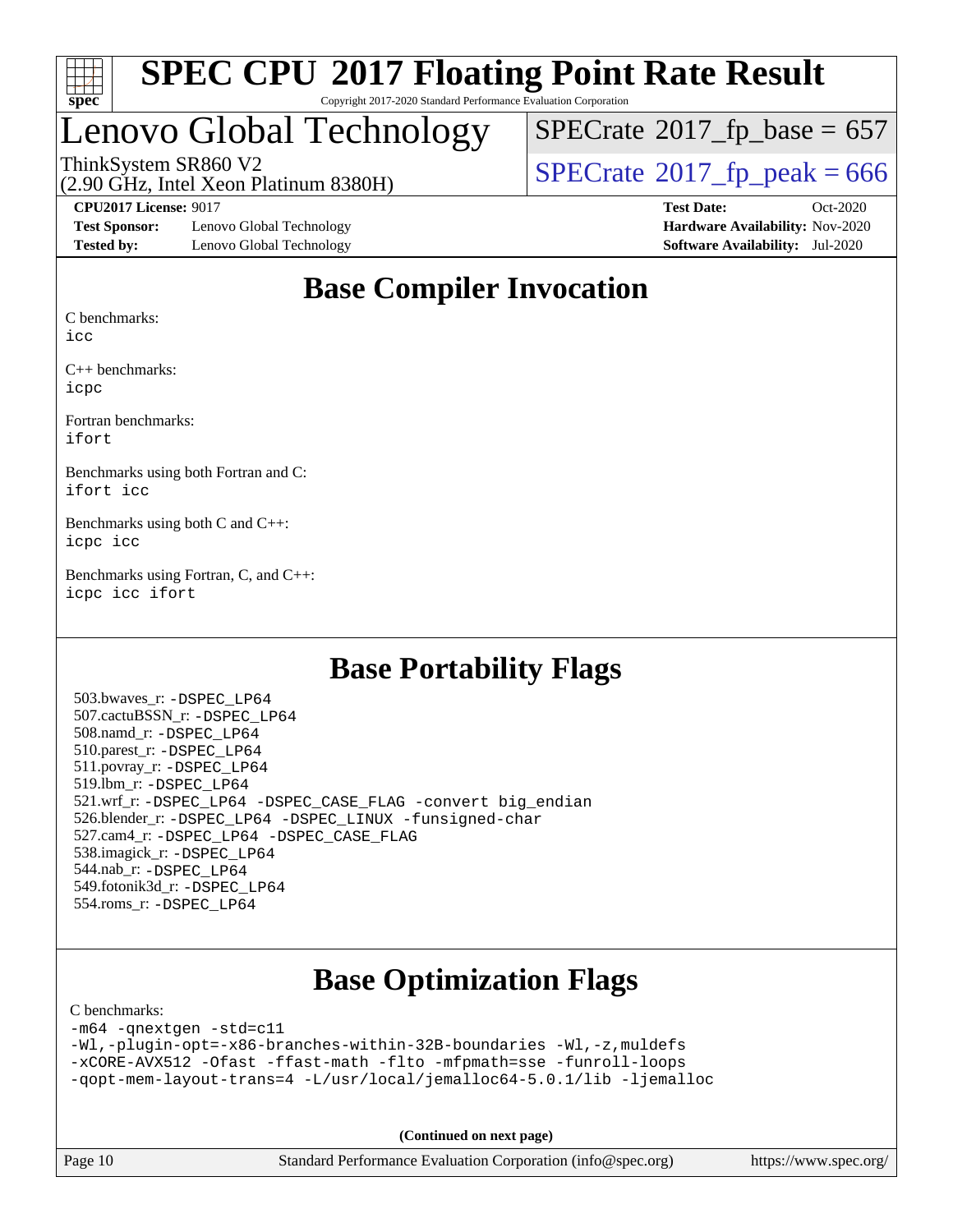# SPEC CPU 2017 Floating Point Rate Result

Copyright 2017-2020 Standard Performance Evaluation Corporation

## Lenovo Global Technology

ThinkSystem SR860 V2
(2.90 GHz, Intel Xeon Platinum 8380H)

SPECrate 2017_fp_base = 657

SPECrate 2017_fp_peak = 666

**CPU2017 License:** 9017
**Test Sponsor:** Lenovo Global Technology
**Tested by:** Lenovo Global Technology

**Test Date:** Oct-2020
**Hardware Availability:** Nov-2020
**Software Availability:** Jul-2020

## Base Compiler Invocation

C benchmarks:
`icc`

C++ benchmarks:
`icpc`

Fortran benchmarks:
`ifort`

Benchmarks using both Fortran and C:
`ifort icc`

Benchmarks using both C and C++:
`icpc icc`

Benchmarks using Fortran, C, and C++:
`icpc icc ifort`

## Base Portability Flags

503.bwaves_r: `-DSPEC_LP64`
507.cactuBSSN_r: `-DSPEC_LP64`
508.namd_r: `-DSPEC_LP64`
510.parest_r: `-DSPEC_LP64`
511.povray_r: `-DSPEC_LP64`
519.lbm_r: `-DSPEC_LP64`
521.wrf_r: `-DSPEC_LP64 -DSPEC_CASE_FLAG -convert big_endian`
526.blender_r: `-DSPEC_LP64 -DSPEC_LINUX -funsigned-char`
527.cam4_r: `-DSPEC_LP64 -DSPEC_CASE_FLAG`
538.imagick_r: `-DSPEC_LP64`
544.nab_r: `-DSPEC_LP64`
549.fotonik3d_r: `-DSPEC_LP64`
554.roms_r: `-DSPEC_LP64`

## Base Optimization Flags

C benchmarks:

```
-m64 -qnextgen -std=c11
-Wl,-plugin-opt=-x86-branches-within-32B-boundaries -Wl,-z,muldefs
-xCORE-AVX512 -Ofast -ffast-math -flto -mfpmath=sse -funroll-loops
-qopt-mem-layout-trans=4 -L/usr/local/jemalloc64-5.0.1/lib -ljemalloc
```

**(Continued on next page)**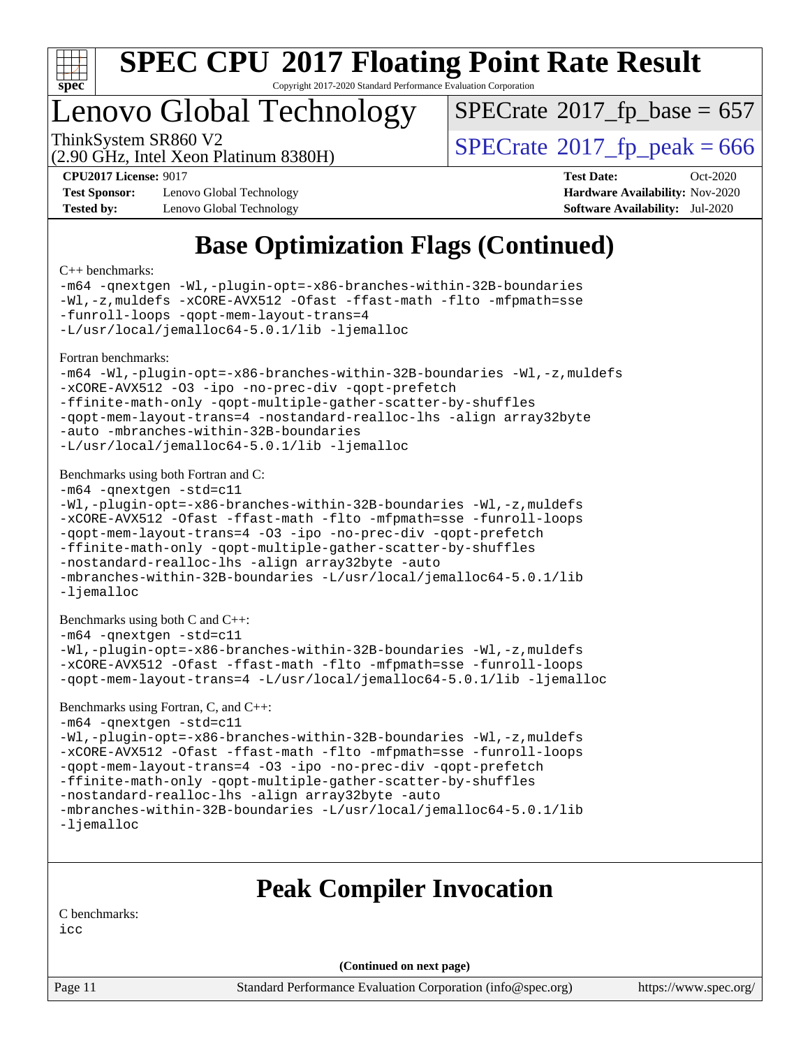# SPEC CPU 2017 Floating Point Rate Result

Copyright 2017-2020 Standard Performance Evaluation Corporation

## Lenovo Global Technology

ThinkSystem SR860 V2
(2.90 GHz, Intel Xeon Platinum 8380H)

SPECrate 2017_fp_base = 657

SPECrate 2017_fp_peak = 666

**CPU2017 License:** 9017
**Test Sponsor:** Lenovo Global Technology
**Tested by:** Lenovo Global Technology

**Test Date:** Oct-2020
**Hardware Availability:** Nov-2020
**Software Availability:** Jul-2020

## Base Optimization Flags (Continued)

C++ benchmarks:

```
-m64 -qnextgen -Wl,-plugin-opt=-x86-branches-within-32B-boundaries
-Wl,-z,muldefs -xCORE-AVX512 -Ofast -ffast-math -flto -mfpmath=sse
-funroll-loops -qopt-mem-layout-trans=4
-L/usr/local/jemalloc64-5.0.1/lib -ljemalloc
```

Fortran benchmarks:

```
-m64 -Wl,-plugin-opt=-x86-branches-within-32B-boundaries -Wl,-z,muldefs
-xCORE-AVX512 -O3 -ipo -no-prec-div -qopt-prefetch
-ffinite-math-only -qopt-multiple-gather-scatter-by-shuffles
-qopt-mem-layout-trans=4 -nostandard-realloc-lhs -align array32byte
-auto -mbranches-within-32B-boundaries
-L/usr/local/jemalloc64-5.0.1/lib -ljemalloc
```

Benchmarks using both Fortran and C:

```
-m64 -qnextgen -std=c11
-Wl,-plugin-opt=-x86-branches-within-32B-boundaries -Wl,-z,muldefs
-xCORE-AVX512 -Ofast -ffast-math -flto -mfpmath=sse -funroll-loops
-qopt-mem-layout-trans=4 -O3 -ipo -no-prec-div -qopt-prefetch
-ffinite-math-only -qopt-multiple-gather-scatter-by-shuffles
-nostandard-realloc-lhs -align array32byte -auto
-mbranches-within-32B-boundaries -L/usr/local/jemalloc64-5.0.1/lib
-ljemalloc
```

Benchmarks using both C and C++:

```
-m64 -qnextgen -std=c11
-Wl,-plugin-opt=-x86-branches-within-32B-boundaries -Wl,-z,muldefs
-xCORE-AVX512 -Ofast -ffast-math -flto -mfpmath=sse -funroll-loops
-qopt-mem-layout-trans=4 -L/usr/local/jemalloc64-5.0.1/lib -ljemalloc
```

Benchmarks using Fortran, C, and C++:

```
-m64 -qnextgen -std=c11
-Wl,-plugin-opt=-x86-branches-within-32B-boundaries -Wl,-z,muldefs
-xCORE-AVX512 -Ofast -ffast-math -flto -mfpmath=sse -funroll-loops
-qopt-mem-layout-trans=4 -O3 -ipo -no-prec-div -qopt-prefetch
-ffinite-math-only -qopt-multiple-gather-scatter-by-shuffles
-nostandard-realloc-lhs -align array32byte -auto
-mbranches-within-32B-boundaries -L/usr/local/jemalloc64-5.0.1/lib
-ljemalloc
```

## Peak Compiler Invocation

C benchmarks:

```
icc
```

**(Continued on next page)**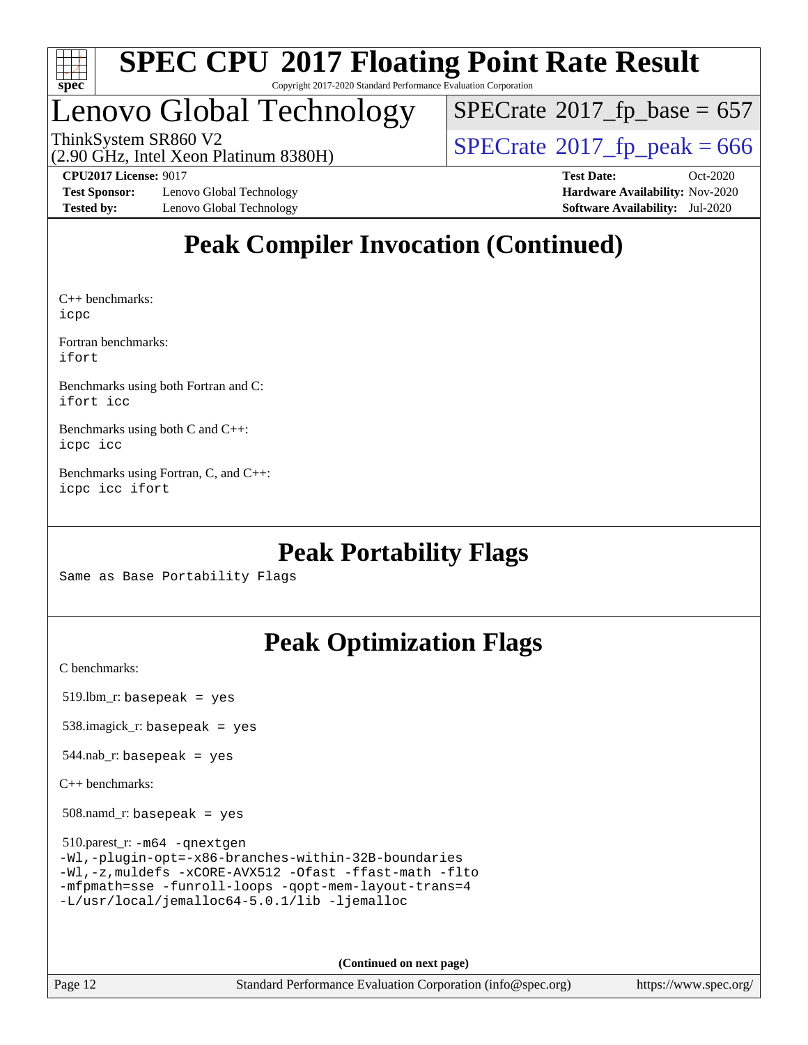# SPEC CPU 2017 Floating Point Rate Result

Copyright 2017-2020 Standard Performance Evaluation Corporation

## Lenovo Global Technology

ThinkSystem SR860 V2
(2.90 GHz, Intel Xeon Platinum 8380H)

SPECrate 2017_fp_base = 657

SPECrate 2017_fp_peak = 666

**CPU2017 License:** 9017
**Test Sponsor:** Lenovo Global Technology
**Tested by:** Lenovo Global Technology

**Test Date:** Oct-2020
**Hardware Availability:** Nov-2020
**Software Availability:** Jul-2020

## Peak Compiler Invocation (Continued)

C++ benchmarks:
`icpc`

Fortran benchmarks:
`ifort`

Benchmarks using both Fortran and C:
`ifort icc`

Benchmarks using both C and C++:
`icpc icc`

Benchmarks using Fortran, C, and C++:
`icpc icc ifort`

## Peak Portability Flags

Same as Base Portability Flags

## Peak Optimization Flags

C benchmarks:

519.lbm_r: `basepeak = yes`

538.imagick_r: `basepeak = yes`

544.nab_r: `basepeak = yes`

C++ benchmarks:

508.namd_r: `basepeak = yes`

510.parest_r:
```
-m64 -qnextgen
-Wl,-plugin-opt=-x86-branches-within-32B-boundaries
-Wl,-z,muldefs -xCORE-AVX512 -Ofast -ffast-math -flto
-mfpmath=sse -funroll-loops -qopt-mem-layout-trans=4
-L/usr/local/jemalloc64-5.0.1/lib -ljemalloc
```

(Continued on next page)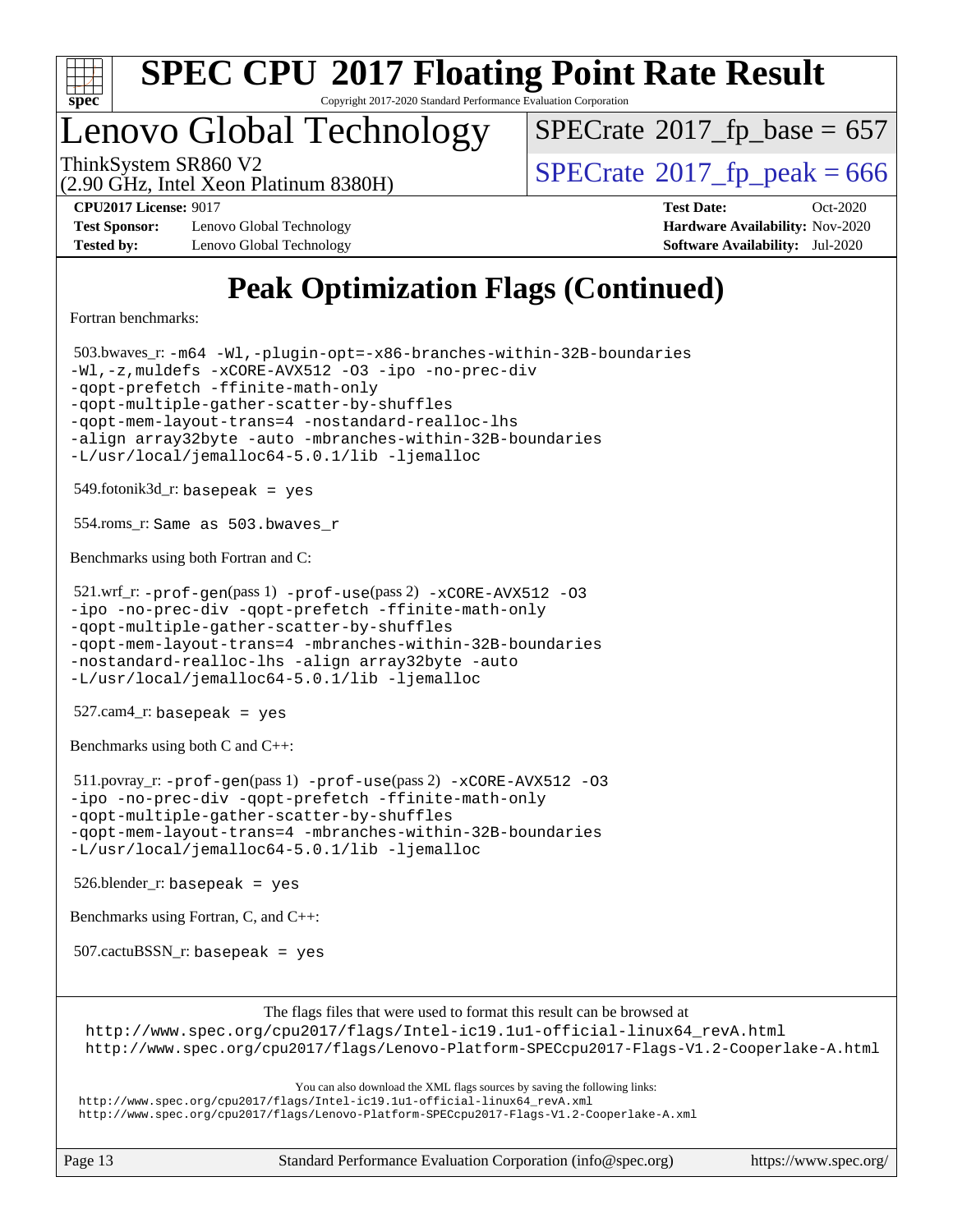# SPEC CPU 2017 Floating Point Rate Result

Copyright 2017-2020 Standard Performance Evaluation Corporation

# Lenovo Global Technology

ThinkSystem SR860 V2
(2.90 GHz, Intel Xeon Platinum 8380H)

SPECrate 2017_fp_base = 657

SPECrate 2017_fp_peak = 666

**CPU2017 License:** 9017
**Test Sponsor:** Lenovo Global Technology
**Tested by:** Lenovo Global Technology

**Test Date:** Oct-2020
**Hardware Availability:** Nov-2020
**Software Availability:** Jul-2020

## Peak Optimization Flags (Continued)

Fortran benchmarks:

503.bwaves_r: `-m64 -Wl,-plugin-opt=-x86-branches-within-32B-boundaries -Wl,-z,muldefs -xCORE-AVX512 -O3 -ipo -no-prec-div -qopt-prefetch -ffinite-math-only -qopt-multiple-gather-scatter-by-shuffles -qopt-mem-layout-trans=4 -nostandard-realloc-lhs -align array32byte -auto -mbranches-within-32B-boundaries -L/usr/local/jemalloc64-5.0.1/lib -ljemalloc`

549.fotonik3d_r: `basepeak = yes`

554.roms_r: `Same as 503.bwaves_r`

Benchmarks using both Fortran and C:

521.wrf_r: `-prof-gen`(pass 1) `-prof-use`(pass 2) `-xCORE-AVX512 -O3 -ipo -no-prec-div -qopt-prefetch -ffinite-math-only -qopt-multiple-gather-scatter-by-shuffles -qopt-mem-layout-trans=4 -mbranches-within-32B-boundaries -nostandard-realloc-lhs -align array32byte -auto -L/usr/local/jemalloc64-5.0.1/lib -ljemalloc`

527.cam4_r: `basepeak = yes`

Benchmarks using both C and C++:

511.povray_r: `-prof-gen`(pass 1) `-prof-use`(pass 2) `-xCORE-AVX512 -O3 -ipo -no-prec-div -qopt-prefetch -ffinite-math-only -qopt-multiple-gather-scatter-by-shuffles -qopt-mem-layout-trans=4 -mbranches-within-32B-boundaries -L/usr/local/jemalloc64-5.0.1/lib -ljemalloc`

526.blender_r: `basepeak = yes`

Benchmarks using Fortran, C, and C++:

507.cactuBSSN_r: `basepeak = yes`

The flags files that were used to format this result can be browsed at
http://www.spec.org/cpu2017/flags/Intel-ic19.1u1-official-linux64_revA.html
http://www.spec.org/cpu2017/flags/Lenovo-Platform-SPECcpu2017-Flags-V1.2-Cooperlake-A.html

You can also download the XML flags sources by saving the following links:
http://www.spec.org/cpu2017/flags/Intel-ic19.1u1-official-linux64_revA.xml
http://www.spec.org/cpu2017/flags/Lenovo-Platform-SPECcpu2017-Flags-V1.2-Cooperlake-A.xml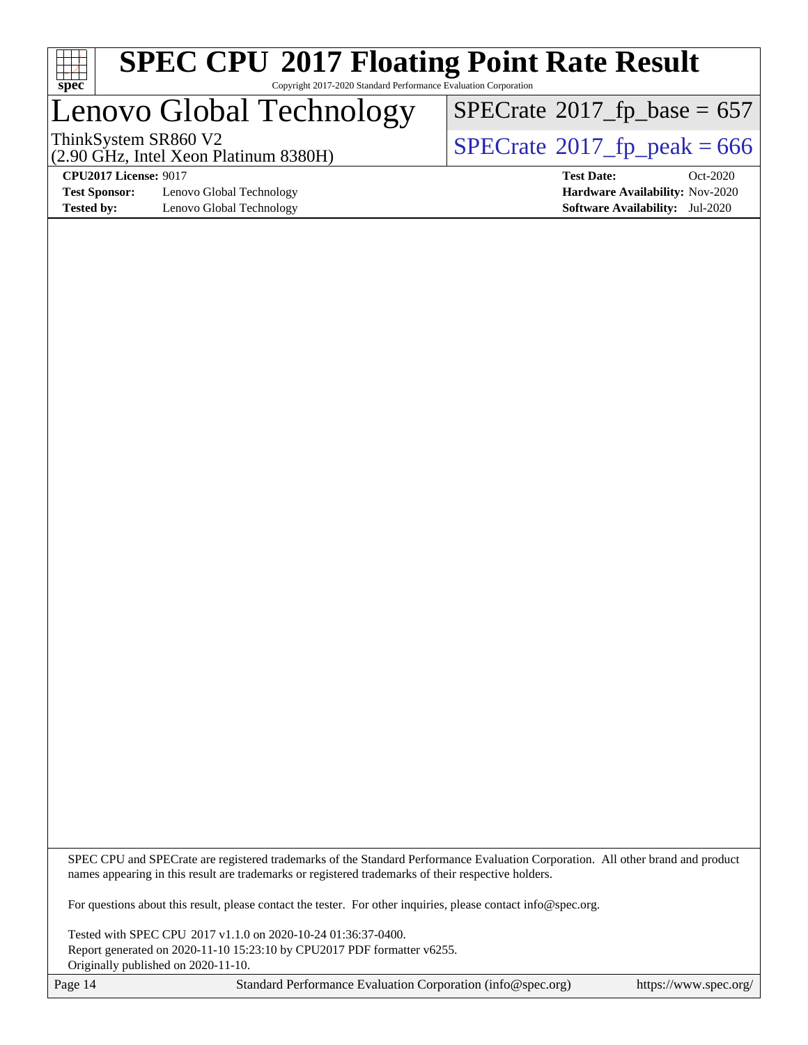SPEC CPU and SPECrate are registered trademarks of the Standard Performance Evaluation Corporation. All other brand and product names appearing in this result are trademarks or registered trademarks of their respective holders.

For questions about this result, please contact the tester. For other inquiries, please contact info@spec.org.

Tested with SPEC CPU 2017 v1.1.0 on 2020-10-24 01:36:37-0400.
Report generated on 2020-11-10 15:23:10 by CPU2017 PDF formatter v6255.
Originally published on 2020-11-10.